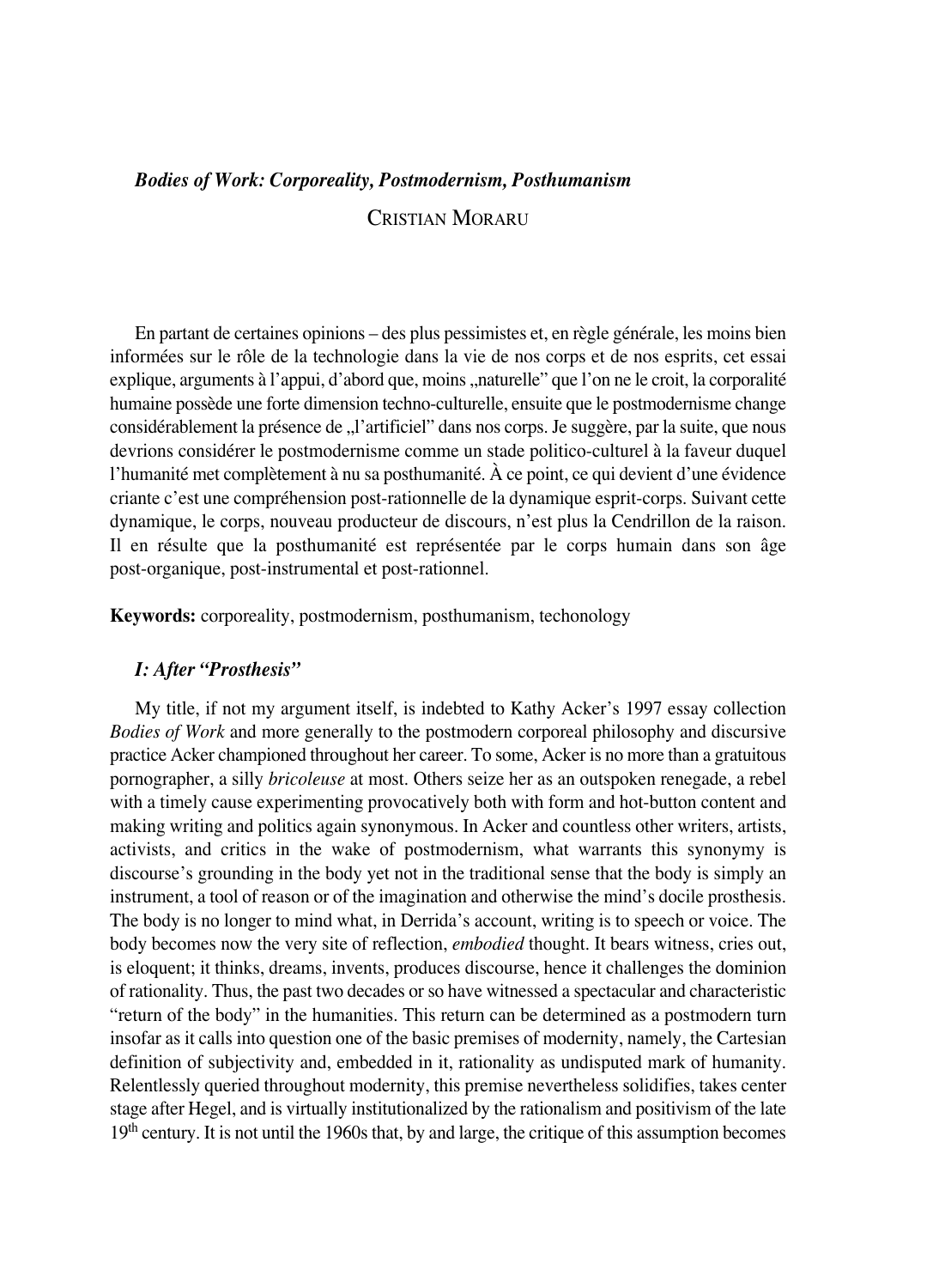## *Bodies of Work: Corporeality, Postmodernism, Posthumanism*

CRISTIAN MORARU

En partant de certaines opinions – des plus pessimistes et, en règle générale, les moins bien informées sur le rôle de la technologie dans la vie de nos corps et de nos esprits, cet essai explique, arguments à l'appui, d'abord que, moins „naturelle" que l'on ne le croit, la corporalité humaine possède une forte dimension techno-culturelle, ensuite que le postmodernisme change considérablement la présence de „l'artificiel" dans nos corps. Je suggère, par la suite, que nous devrions considérer le postmodernisme comme un stade politico-culturel à la faveur duquel l'humanité met complètement à nu sa posthumanité. À ce point, ce qui devient d'une évidence criante c'est une compréhension post-rationnelle de la dynamique esprit-corps. Suivant cette dynamique, le corps, nouveau producteur de discours, n'est plus la Cendrillon de la raison. Il en résulte que la posthumanité est représentée par le corps humain dans son âge post-organique, post-instrumental et post-rationnel.

**Keywords:** corporeality, postmodernism, posthumanism, techonology

### *I: After "Prosthesis"*

My title, if not my argument itself, is indebted to Kathy Acker's 1997 essay collection *Bodies of Work* and more generally to the postmodern corporeal philosophy and discursive practice Acker championed throughout her career. To some, Acker is no more than a gratuitous pornographer, a silly *bricoleuse* at most. Others seize her as an outspoken renegade, a rebel with a timely cause experimenting provocatively both with form and hot-button content and making writing and politics again synonymous. In Acker and countless other writers, artists, activists, and critics in the wake of postmodernism, what warrants this synonymy is discourse's grounding in the body yet not in the traditional sense that the body is simply an instrument, a tool of reason or of the imagination and otherwise the mind's docile prosthesis. The body is no longer to mind what, in Derrida's account, writing is to speech or voice. The body becomes now the very site of reflection, *embodied* thought. It bears witness, cries out, is eloquent; it thinks, dreams, invents, produces discourse, hence it challenges the dominion of rationality. Thus, the past two decades or so have witnessed a spectacular and characteristic "return of the body" in the humanities. This return can be determined as a postmodern turn insofar as it calls into question one of the basic premises of modernity, namely, the Cartesian definition of subjectivity and, embedded in it, rationality as undisputed mark of humanity. Relentlessly queried throughout modernity, this premise nevertheless solidifies, takes center stage after Hegel, and is virtually institutionalized by the rationalism and positivism of the late 19th century. It is not until the 1960s that, by and large, the critique of this assumption becomes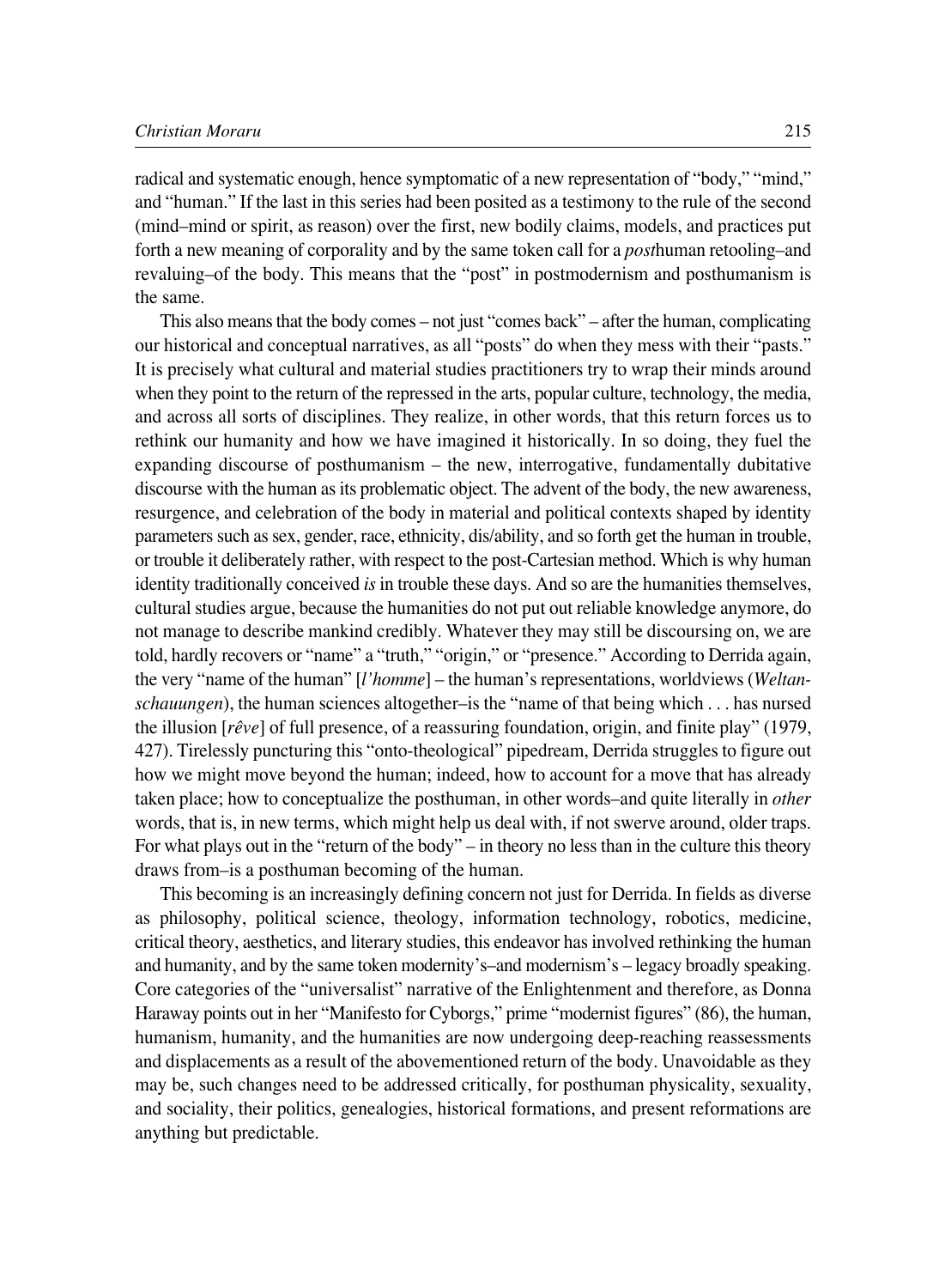radical and systematic enough, hence symptomatic of a new representation of "body," "mind," and "human." If the last in this series had been posited as a testimony to the rule of the second (mind–mind or spirit, as reason) over the first, new bodily claims, models, and practices put forth a new meaning of corporality and by the same token call for a *post*human retooling–and revaluing–of the body. This means that the "post" in postmodernism and posthumanism is the same.

This also means that the body comes – not just "comes back" – after the human, complicating our historical and conceptual narratives, as all "posts" do when they mess with their "pasts." It is precisely what cultural and material studies practitioners try to wrap their minds around when they point to the return of the repressed in the arts, popular culture, technology, the media, and across all sorts of disciplines. They realize, in other words, that this return forces us to rethink our humanity and how we have imagined it historically. In so doing, they fuel the expanding discourse of posthumanism – the new, interrogative, fundamentally dubitative discourse with the human as its problematic object. The advent of the body, the new awareness, resurgence, and celebration of the body in material and political contexts shaped by identity parameters such as sex, gender, race, ethnicity, dis/ability, and so forth get the human in trouble, or trouble it deliberately rather, with respect to the post-Cartesian method. Which is why human identity traditionally conceived *is* in trouble these days. And so are the humanities themselves, cultural studies argue, because the humanities do not put out reliable knowledge anymore, do not manage to describe mankind credibly. Whatever they may still be discoursing on, we are told, hardly recovers or "name" a "truth," "origin," or "presence." According to Derrida again, the very "name of the human" [*l'homme*] – the human's representations, worldviews (*Weltanschauungen*), the human sciences altogether–is the "name of that being which . . . has nursed the illusion [*rêve*] of full presence, of a reassuring foundation, origin, and finite play" (1979, 427). Tirelessly puncturing this "onto-theological" pipedream, Derrida struggles to figure out how we might move beyond the human; indeed, how to account for a move that has already taken place; how to conceptualize the posthuman, in other words–and quite literally in *other* words, that is, in new terms, which might help us deal with, if not swerve around, older traps. For what plays out in the "return of the body" – in theory no less than in the culture this theory draws from–is a posthuman becoming of the human.

This becoming is an increasingly defining concern not just for Derrida. In fields as diverse as philosophy, political science, theology, information technology, robotics, medicine, critical theory, aesthetics, and literary studies, this endeavor has involved rethinking the human and humanity, and by the same token modernity's–and modernism's – legacy broadly speaking. Core categories of the "universalist" narrative of the Enlightenment and therefore, as Donna Haraway points out in her "Manifesto for Cyborgs," prime "modernist figures" (86), the human, humanism, humanity, and the humanities are now undergoing deep-reaching reassessments and displacements as a result of the abovementioned return of the body. Unavoidable as they may be, such changes need to be addressed critically, for posthuman physicality, sexuality, and sociality, their politics, genealogies, historical formations, and present reformations are anything but predictable.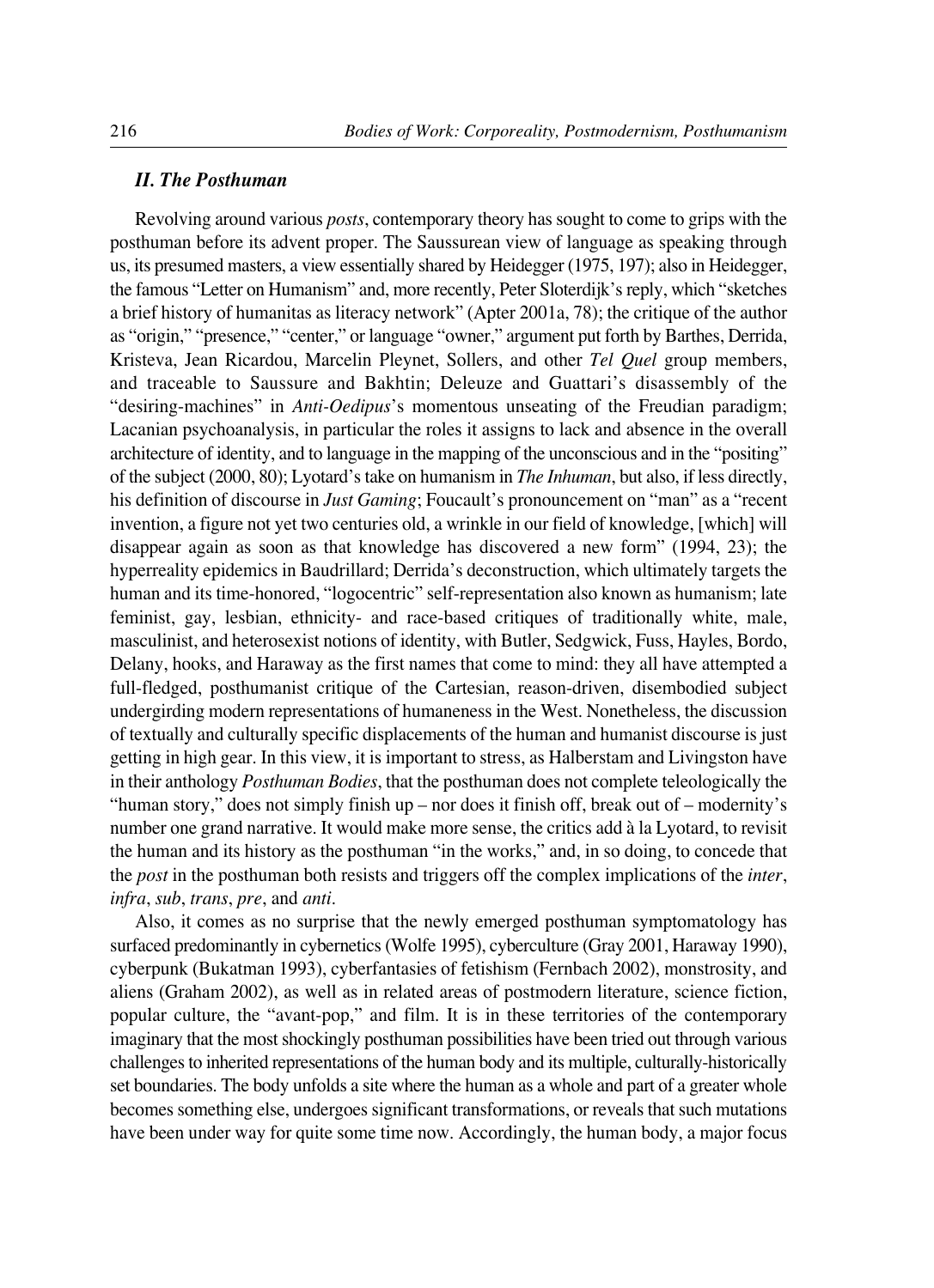### *II. The Posthuman*

Revolving around various *posts*, contemporary theory has sought to come to grips with the posthuman before its advent proper. The Saussurean view of language as speaking through us, its presumed masters, a view essentially shared by Heidegger (1975, 197); also in Heidegger, the famous "Letter on Humanism" and, more recently, Peter Sloterdijk's reply, which "sketches a brief history of humanitas as literacy network" (Apter 2001a, 78); the critique of the author as "origin," "presence," "center," or language "owner," argument put forth by Barthes, Derrida, Kristeva, Jean Ricardou, Marcelin Pleynet, Sollers, and other *Tel Quel* group members, and traceable to Saussure and Bakhtin; Deleuze and Guattari's disassembly of the "desiring-machines" in *Anti-Oedipus*'s momentous unseating of the Freudian paradigm; Lacanian psychoanalysis, in particular the roles it assigns to lack and absence in the overall architecture of identity, and to language in the mapping of the unconscious and in the "positing" of the subject (2000, 80); Lyotard's take on humanism in *The Inhuman*, but also, if less directly, his definition of discourse in *Just Gaming*; Foucault's pronouncement on "man" as a "recent invention, a figure not yet two centuries old, a wrinkle in our field of knowledge, [which] will disappear again as soon as that knowledge has discovered a new form" (1994, 23); the hyperreality epidemics in Baudrillard; Derrida's deconstruction, which ultimately targets the human and its time-honored, "logocentric" self-representation also known as humanism; late feminist, gay, lesbian, ethnicity- and race-based critiques of traditionally white, male, masculinist, and heterosexist notions of identity, with Butler, Sedgwick, Fuss, Hayles, Bordo, Delany, hooks, and Haraway as the first names that come to mind: they all have attempted a full-fledged, posthumanist critique of the Cartesian, reason-driven, disembodied subject undergirding modern representations of humaneness in the West. Nonetheless, the discussion of textually and culturally specific displacements of the human and humanist discourse is just getting in high gear. In this view, it is important to stress, as Halberstam and Livingston have in their anthology *Posthuman Bodies*, that the posthuman does not complete teleologically the "human story," does not simply finish up – nor does it finish off, break out of – modernity's number one grand narrative. It would make more sense, the critics add à la Lyotard, to revisit the human and its history as the posthuman "in the works," and, in so doing, to concede that the *post* in the posthuman both resists and triggers off the complex implications of the *inter*, *infra*, *sub*, *trans*, *pre*, and *anti*.

Also, it comes as no surprise that the newly emerged posthuman symptomatology has surfaced predominantly in cybernetics (Wolfe 1995), cyberculture (Gray 2001, Haraway 1990), cyberpunk (Bukatman 1993), cyberfantasies of fetishism (Fernbach 2002), monstrosity, and aliens (Graham 2002), as well as in related areas of postmodern literature, science fiction, popular culture, the "avant-pop," and film. It is in these territories of the contemporary imaginary that the most shockingly posthuman possibilities have been tried out through various challenges to inherited representations of the human body and its multiple, culturally-historically set boundaries. The body unfolds a site where the human as a whole and part of a greater whole becomes something else, undergoes significant transformations, or reveals that such mutations have been under way for quite some time now. Accordingly, the human body, a major focus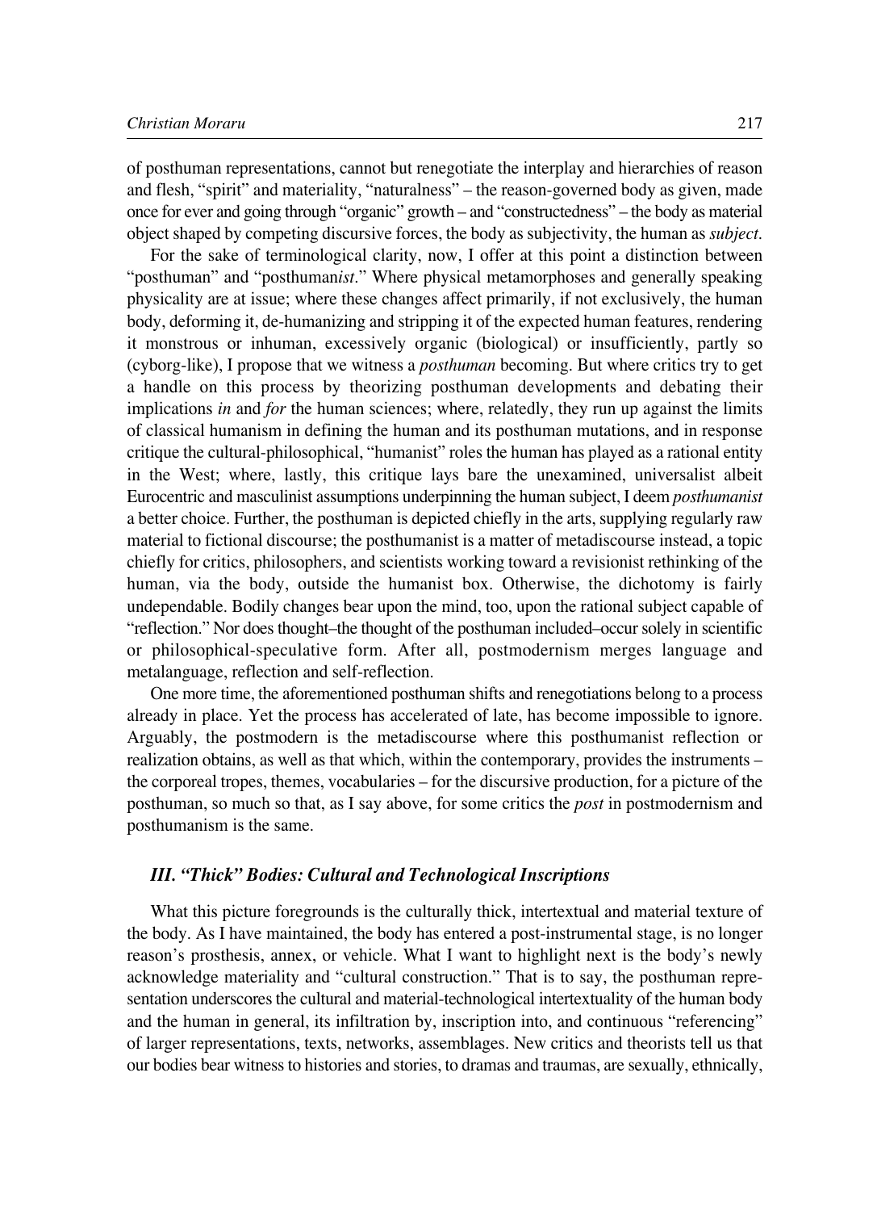of posthuman representations, cannot but renegotiate the interplay and hierarchies of reason and flesh, "spirit" and materiality, "naturalness" – the reason-governed body as given, made once for ever and going through "organic" growth – and "constructedness" – the body as material object shaped by competing discursive forces, the body as subjectivity, the human as *subject*.

For the sake of terminological clarity, now, I offer at this point a distinction between "posthuman" and "posthuman*ist*." Where physical metamorphoses and generally speaking physicality are at issue; where these changes affect primarily, if not exclusively, the human body, deforming it, de-humanizing and stripping it of the expected human features, rendering it monstrous or inhuman, excessively organic (biological) or insufficiently, partly so (cyborg-like), I propose that we witness a *posthuman* becoming. But where critics try to get a handle on this process by theorizing posthuman developments and debating their implications *in* and *for* the human sciences; where, relatedly, they run up against the limits of classical humanism in defining the human and its posthuman mutations, and in response critique the cultural-philosophical, "humanist" roles the human has played as a rational entity in the West; where, lastly, this critique lays bare the unexamined, universalist albeit Eurocentric and masculinist assumptions underpinning the human subject, I deem *posthumanist* a better choice. Further, the posthuman is depicted chiefly in the arts, supplying regularly raw material to fictional discourse; the posthumanist is a matter of metadiscourse instead, a topic chiefly for critics, philosophers, and scientists working toward a revisionist rethinking of the human, via the body, outside the humanist box. Otherwise, the dichotomy is fairly undependable. Bodily changes bear upon the mind, too, upon the rational subject capable of "reflection." Nor does thought–the thought of the posthuman included–occur solely in scientific or philosophical-speculative form. After all, postmodernism merges language and metalanguage, reflection and self-reflection.

One more time, the aforementioned posthuman shifts and renegotiations belong to a process already in place. Yet the process has accelerated of late, has become impossible to ignore. Arguably, the postmodern is the metadiscourse where this posthumanist reflection or realization obtains, as well as that which, within the contemporary, provides the instruments – the corporeal tropes, themes, vocabularies – for the discursive production, for a picture of the posthuman, so much so that, as I say above, for some critics the *post* in postmodernism and posthumanism is the same.

### *III. "Thick" Bodies: Cultural and Technological Inscriptions*

What this picture foregrounds is the culturally thick, intertextual and material texture of the body. As I have maintained, the body has entered a post-instrumental stage, is no longer reason's prosthesis, annex, or vehicle. What I want to highlight next is the body's newly acknowledge materiality and "cultural construction." That is to say, the posthuman representation underscores the cultural and material-technological intertextuality of the human body and the human in general, its infiltration by, inscription into, and continuous "referencing" of larger representations, texts, networks, assemblages. New critics and theorists tell us that our bodies bear witness to histories and stories, to dramas and traumas, are sexually, ethnically,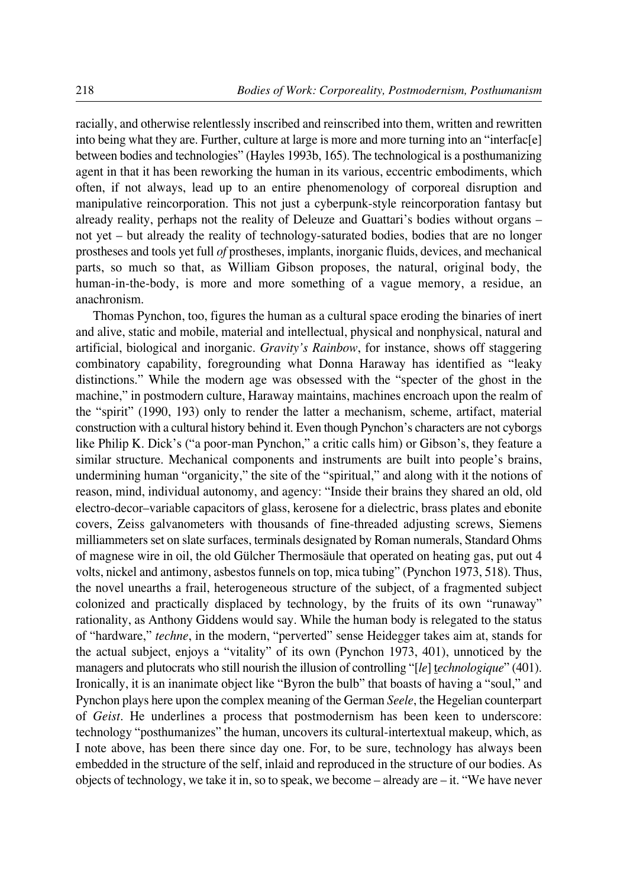racially, and otherwise relentlessly inscribed and reinscribed into them, written and rewritten into being what they are. Further, culture at large is more and more turning into an "interfac[e] between bodies and technologies" (Hayles 1993b, 165). The technological is a posthumanizing agent in that it has been reworking the human in its various, eccentric embodiments, which often, if not always, lead up to an entire phenomenology of corporeal disruption and manipulative reincorporation. This not just a cyberpunk-style reincorporation fantasy but already reality, perhaps not the reality of Deleuze and Guattari's bodies without organs – not yet – but already the reality of technology-saturated bodies, bodies that are no longer prostheses and tools yet full *of* prostheses, implants, inorganic fluids, devices, and mechanical parts, so much so that, as William Gibson proposes, the natural, original body, the human-in-the-body, is more and more something of a vague memory, a residue, an anachronism.

Thomas Pynchon, too, figures the human as a cultural space eroding the binaries of inert and alive, static and mobile, material and intellectual, physical and nonphysical, natural and artificial, biological and inorganic. *Gravity's Rainbow*, for instance, shows off staggering combinatory capability, foregrounding what Donna Haraway has identified as "leaky distinctions." While the modern age was obsessed with the "specter of the ghost in the machine," in postmodern culture, Haraway maintains, machines encroach upon the realm of the "spirit" (1990, 193) only to render the latter a mechanism, scheme, artifact, material construction with a cultural history behind it. Even though Pynchon's characters are not cyborgs like Philip K. Dick's ("a poor-man Pynchon," a critic calls him) or Gibson's, they feature a similar structure. Mechanical components and instruments are built into people's brains, undermining human "organicity," the site of the "spiritual," and along with it the notions of reason, mind, individual autonomy, and agency: "Inside their brains they shared an old, old electro-decor–variable capacitors of glass, kerosene for a dielectric, brass plates and ebonite covers, Zeiss galvanometers with thousands of fine-threaded adjusting screws, Siemens milliammeters set on slate surfaces, terminals designated by Roman numerals, Standard Ohms of magnese wire in oil, the old Gülcher Thermosäule that operated on heating gas, put out 4 volts, nickel and antimony, asbestos funnels on top, mica tubing" (Pynchon 1973, 518). Thus, the novel unearths a frail, heterogeneous structure of the subject, of a fragmented subject colonized and practically displaced by technology, by the fruits of its own "runaway" rationality, as Anthony Giddens would say. While the human body is relegated to the status of "hardware," *techne*, in the modern, "perverted" sense Heidegger takes aim at, stands for the actual subject, enjoys a "vitality" of its own (Pynchon 1973, 401), unnoticed by the managers and plutocrats who still nourish the illusion of controlling "[*le*] *technologique*" (401). Ironically, it is an inanimate object like "Byron the bulb" that boasts of having a "soul," and Pynchon plays here upon the complex meaning of the German *Seele*, the Hegelian counterpart of *Geist*. He underlines a process that postmodernism has been keen to underscore: technology "posthumanizes" the human, uncovers its cultural-intertextual makeup, which, as I note above, has been there since day one. For, to be sure, technology has always been embedded in the structure of the self, inlaid and reproduced in the structure of our bodies. As objects of technology, we take it in, so to speak, we become – already are – it. "We have never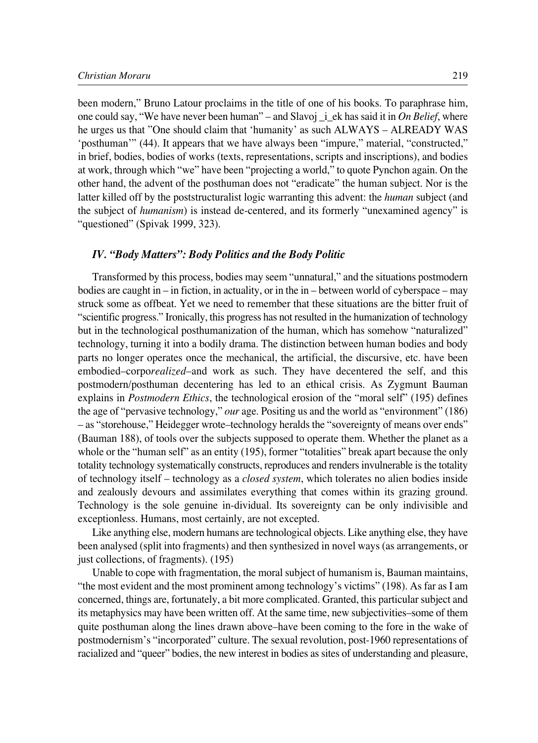been modern," Bruno Latour proclaims in the title of one of his books. To paraphrase him, one could say, "We have never been human" – and Slavoj _i_ek has said it in *On Belief*, where he urges us that "One should claim that 'humanity' as such ALWAYS – ALREADY WAS 'posthuman'" (44). It appears that we have always been "impure," material, "constructed," in brief, bodies, bodies of works (texts, representations, scripts and inscriptions), and bodies at work, through which "we" have been "projecting a world," to quote Pynchon again. On the other hand, the advent of the posthuman does not "eradicate" the human subject. Nor is the latter killed off by the poststructuralist logic warranting this advent: the *human* subject (and the subject of *humanism*) is instead de-centered, and its formerly "unexamined agency" is "questioned" (Spivak 1999, 323).

### *IV. "Body Matters": Body Politics and the Body Politic*

Transformed by this process, bodies may seem "unnatural," and the situations postmodern bodies are caught in – in fiction, in actuality, or in the in – between world of cyberspace – may struck some as offbeat. Yet we need to remember that these situations are the bitter fruit of "scientific progress." Ironically, this progress has not resulted in the humanization of technology but in the technological posthumanization of the human, which has somehow "naturalized" technology, turning it into a bodily drama. The distinction between human bodies and body parts no longer operates once the mechanical, the artificial, the discursive, etc. have been embodied–corpo*realized*–and work as such. They have decentered the self, and this postmodern/posthuman decentering has led to an ethical crisis. As Zygmunt Bauman explains in *Postmodern Ethics*, the technological erosion of the "moral self" (195) defines the age of "pervasive technology," *our* age. Positing us and the world as "environment" (186) – as "storehouse," Heidegger wrote–technology heralds the "sovereignty of means over ends" (Bauman 188), of tools over the subjects supposed to operate them. Whether the planet as a whole or the "human self" as an entity (195), former "totalities" break apart because the only totality technology systematically constructs, reproduces and renders invulnerable is the totality of technology itself – technology as a *closed system*, which tolerates no alien bodies inside and zealously devours and assimilates everything that comes within its grazing ground. Technology is the sole genuine in-dividual. Its sovereignty can be only indivisible and exceptionless. Humans, most certainly, are not excepted.

Like anything else, modern humans are technological objects. Like anything else, they have been analysed (split into fragments) and then synthesized in novel ways (as arrangements, or just collections, of fragments). (195)

Unable to cope with fragmentation, the moral subject of humanism is, Bauman maintains, "the most evident and the most prominent among technology's victims" (198). As far as I am concerned, things are, fortunately, a bit more complicated. Granted, this particular subject and its metaphysics may have been written off. At the same time, new subjectivities–some of them quite posthuman along the lines drawn above–have been coming to the fore in the wake of postmodernism's "incorporated" culture. The sexual revolution, post-1960 representations of racialized and "queer" bodies, the new interest in bodies as sites of understanding and pleasure,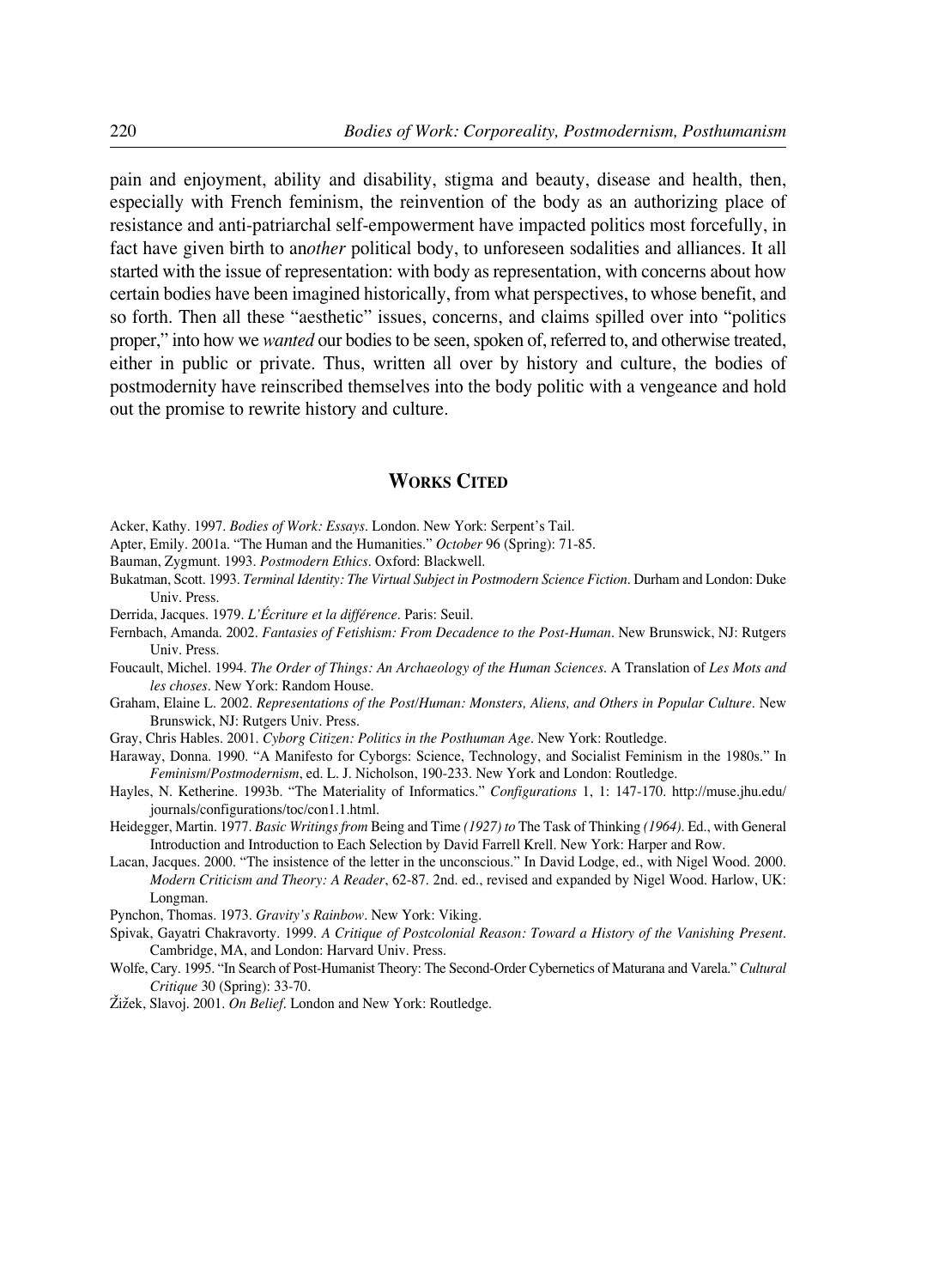pain and enjoyment, ability and disability, stigma and beauty, disease and health, then, especially with French feminism, the reinvention of the body as an authorizing place of resistance and anti-patriarchal self-empowerment have impacted politics most forcefully, in fact have given birth to an*other* political body, to unforeseen sodalities and alliances. It all started with the issue of representation: with body as representation, with concerns about how certain bodies have been imagined historically, from what perspectives, to whose benefit, and so forth. Then all these "aesthetic" issues, concerns, and claims spilled over into "politics proper," into how we *wanted* our bodies to be seen, spoken of, referred to, and otherwise treated, either in public or private. Thus, written all over by history and culture, the bodies of postmodernity have reinscribed themselves into the body politic with a vengeance and hold out the promise to rewrite history and culture.

## WORKS CITED

Acker, Kathy. 1997. *Bodies of Work: Essays*. London. New York: Serpent's Tail.

Apter, Emily. 2001a. "The Human and the Humanities." *October* 96 (Spring): 71-85.

Bauman, Zygmunt. 1993. *Postmodern Ethics*. Oxford: Blackwell.

Bukatman, Scott. 1993. *Terminal Identity: The Virtual Subject in Postmodern Science Fiction*. Durham and London: Duke Univ. Press.

Derrida, Jacques. 1979. *L'Écriture et la différence*. Paris: Seuil.

Fernbach, Amanda. 2002. *Fantasies of Fetishism: From Decadence to the Post-Human*. New Brunswick, NJ: Rutgers Univ. Press.

Foucault, Michel. 1994. *The Order of Things: An Archaeology of the Human Sciences*. A Translation of *Les Mots and les choses*. New York: Random House.

Graham, Elaine L. 2002. *Representations of the Post/Human: Monsters, Aliens, and Others in Popular Culture*. New Brunswick, NJ: Rutgers Univ. Press.

Gray, Chris Hables. 2001. *Cyborg Citizen: Politics in the Posthuman Age*. New York: Routledge.

Haraway, Donna. 1990. "A Manifesto for Cyborgs: Science, Technology, and Socialist Feminism in the 1980s." In *Feminism/Postmodernism*, ed. L. J. Nicholson, 190-233. New York and London: Routledge.

Hayles, N. Ketherine. 1993b. "The Materiality of Informatics." *Configurations* 1, 1: 147-170. http://muse.jhu.edu/journals/configurations/toc/con1.1.html.

Heidegger, Martin. 1977. *Basic Writings from* Being and Time *(1927) to* The Task of Thinking *(1964)*. Ed., with General Introduction and Introduction to Each Selection by David Farrell Krell. New York: Harper and Row.

Lacan, Jacques. 2000. "The insistence of the letter in the unconscious." In David Lodge, ed., with Nigel Wood. 2000. *Modern Criticism and Theory: A Reader*, 62-87. 2nd. ed., revised and expanded by Nigel Wood. Harlow, UK: Longman.

Pynchon, Thomas. 1973. *Gravity's Rainbow*. New York: Viking.

Spivak, Gayatri Chakravorty. 1999. *A Critique of Postcolonial Reason: Toward a History of the Vanishing Present*. Cambridge, MA, and London: Harvard Univ. Press.

Wolfe, Cary. 1995. "In Search of Post-Humanist Theory: The Second-Order Cybernetics of Maturana and Varela." *Cultural Critique* 30 (Spring): 33-70.

Žižek, Slavoj. 2001. *On Belief*. London and New York: Routledge.